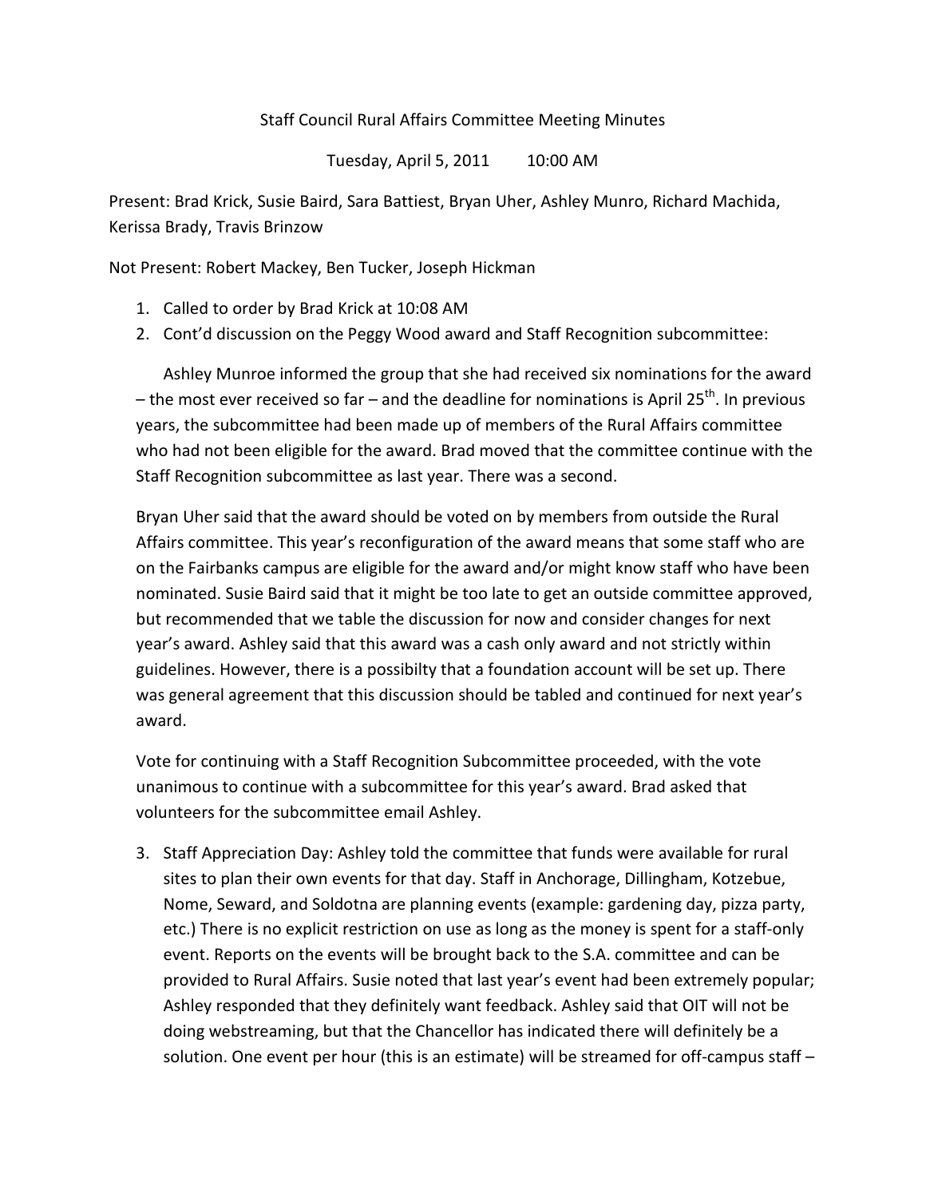Staff Council Rural Affairs Committee Meeting Minutes

Tuesday, April 5, 2011 10:00 AM

Present: Brad Krick, Susie Baird, Sara Battiest, Bryan Uher, Ashley Munro, Richard Machida, Kerissa Brady, Travis Brinzow

Not Present: Robert Mackey, Ben Tucker, Joseph Hickman

1. Called to order by Brad Krick at 10:08 AM
2. Cont'd discussion on the Peggy Wood award and Staff Recognition subcommittee:

   Ashley Munroe informed the group that she had received six nominations for the award – the most ever received so far – and the deadline for nominations is April 25th. In previous years, the subcommittee had been made up of members of the Rural Affairs committee who had not been eligible for the award. Brad moved that the committee continue with the Staff Recognition subcommittee as last year. There was a second.

   Bryan Uher said that the award should be voted on by members from outside the Rural Affairs committee. This year's reconfiguration of the award means that some staff who are on the Fairbanks campus are eligible for the award and/or might know staff who have been nominated. Susie Baird said that it might be too late to get an outside committee approved, but recommended that we table the discussion for now and consider changes for next year's award. Ashley said that this award was a cash only award and not strictly within guidelines. However, there is a possibilty that a foundation account will be set up. There was general agreement that this discussion should be tabled and continued for next year's award.

   Vote for continuing with a Staff Recognition Subcommittee proceeded, with the vote unanimous to continue with a subcommittee for this year's award. Brad asked that volunteers for the subcommittee email Ashley.

3. Staff Appreciation Day: Ashley told the committee that funds were available for rural sites to plan their own events for that day. Staff in Anchorage, Dillingham, Kotzebue, Nome, Seward, and Soldotna are planning events (example: gardening day, pizza party, etc.) There is no explicit restriction on use as long as the money is spent for a staff-only event. Reports on the events will be brought back to the S.A. committee and can be provided to Rural Affairs. Susie noted that last year's event had been extremely popular; Ashley responded that they definitely want feedback. Ashley said that OIT will not be doing webstreaming, but that the Chancellor has indicated there will definitely be a solution. One event per hour (this is an estimate) will be streamed for off-campus staff –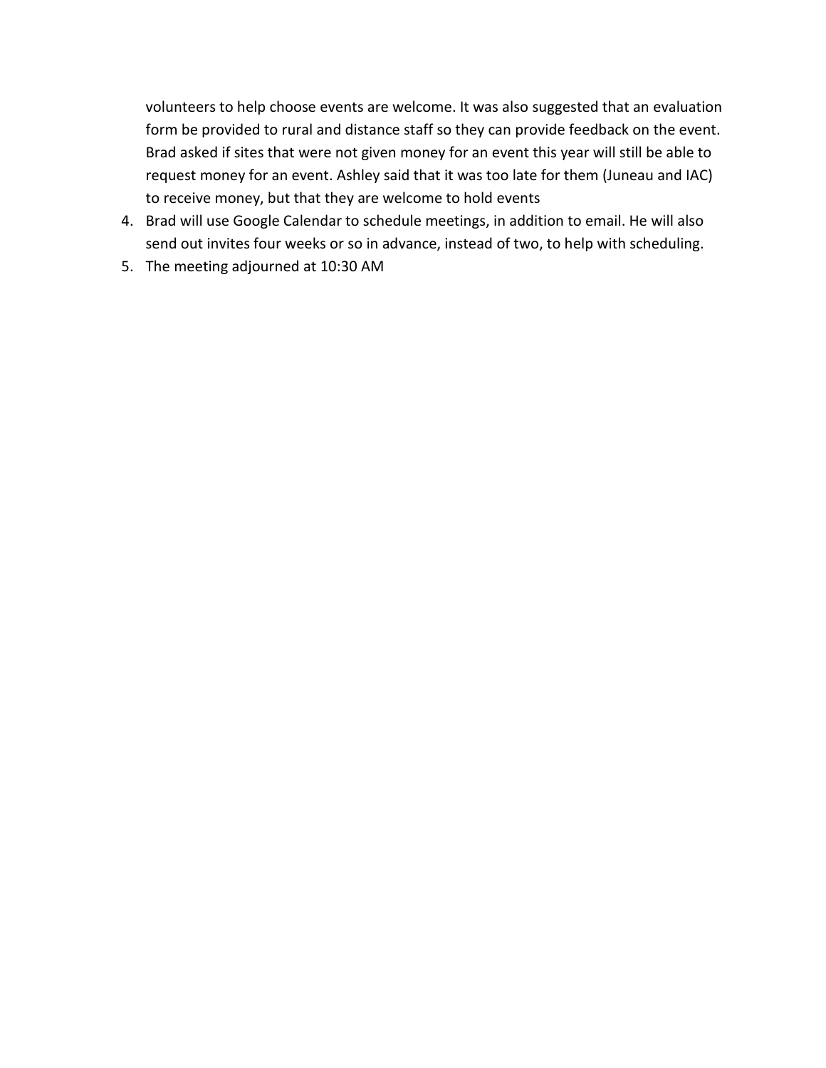volunteers to help choose events are welcome. It was also suggested that an evaluation form be provided to rural and distance staff so they can provide feedback on the event. Brad asked if sites that were not given money for an event this year will still be able to request money for an event. Ashley said that it was too late for them (Juneau and IAC) to receive money, but that they are welcome to hold events

4. Brad will use Google Calendar to schedule meetings, in addition to email. He will also send out invites four weeks or so in advance, instead of two, to help with scheduling.
5. The meeting adjourned at 10:30 AM